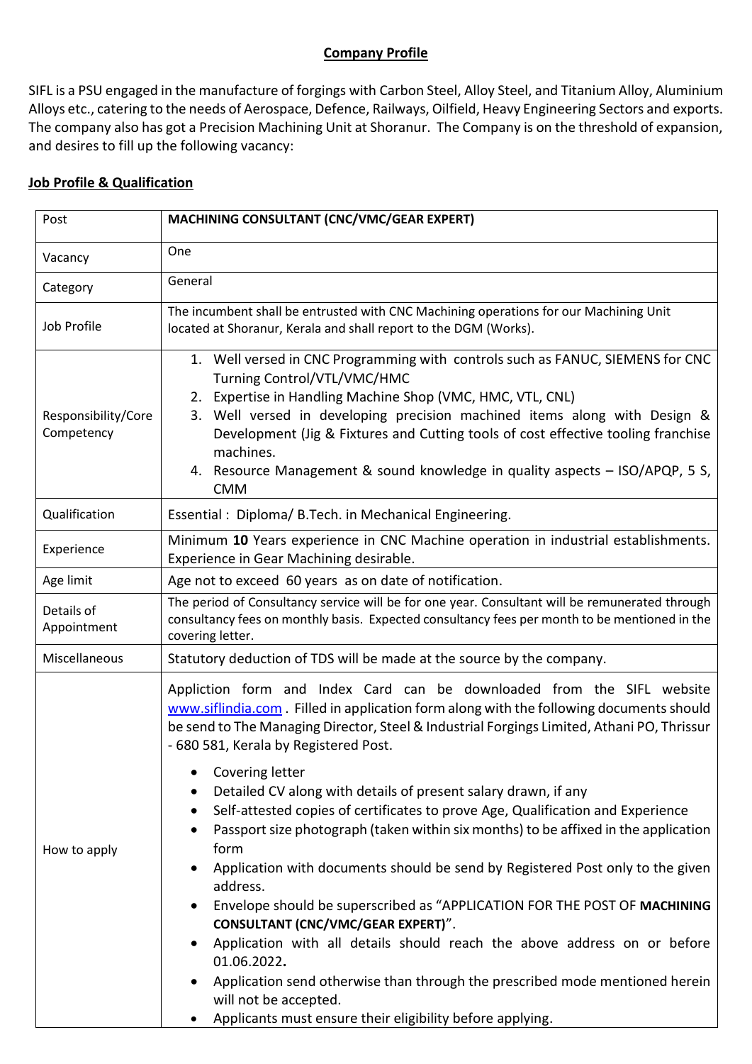## Company Profile

SIFL is a PSU engaged in the manufacture of forgings with Carbon Steel, Alloy Steel, and Titanium Alloy, Aluminium Alloys etc., catering to the needs of Aerospace, Defence, Railways, Oilfield, Heavy Engineering Sectors and exports. The company also has got a Precision Machining Unit at Shoranur. The Company is on the threshold of expansion, and desires to fill up the following vacancy:

## Job Profile & Qualification

| Post | **MACHINING CONSULTANT (CNC/VMC/GEAR EXPERT)** |
|---|---|
| Vacancy | One |
| Category | General |
| Job Profile | The incumbent shall be entrusted with CNC Machining operations for our Machining Unit located at Shoranur, Kerala and shall report to the DGM (Works). |
| Responsibility/Core Competency | 1. Well versed in CNC Programming with controls such as FANUC, SIEMENS for CNC Turning Control/VTL/VMC/HMC<br>2. Expertise in Handling Machine Shop (VMC, HMC, VTL, CNL)<br>3. Well versed in developing precision machined items along with Design & Development (Jig & Fixtures and Cutting tools of cost effective tooling franchise machines.<br>4. Resource Management & sound knowledge in quality aspects – ISO/APQP, 5 S, CMM |
| Qualification | Essential : Diploma/ B.Tech. in Mechanical Engineering. |
| Experience | Minimum **10** Years experience in CNC Machine operation in industrial establishments. Experience in Gear Machining desirable. |
| Age limit | Age not to exceed 60 years as on date of notification. |
| Details of Appointment | The period of Consultancy service will be for one year. Consultant will be remunerated through consultancy fees on monthly basis. Expected consultancy fees per month to be mentioned in the covering letter. |
| Miscellaneous | Statutory deduction of TDS will be made at the source by the company. |
| How to apply | Appliction form and Index Card can be downloaded from the SIFL website www.siflindia.com . Filled in application form along with the following documents should be send to The Managing Director, Steel & Industrial Forgings Limited, Athani PO, Thrissur - 680 581, Kerala by Registered Post.<br>• Covering letter<br>• Detailed CV along with details of present salary drawn, if any<br>• Self-attested copies of certificates to prove Age, Qualification and Experience<br>• Passport size photograph (taken within six months) to be affixed in the application form<br>• Application with documents should be send by Registered Post only to the given address.<br>• Envelope should be superscribed as "APPLICATION FOR THE POST OF **MACHINING CONSULTANT (CNC/VMC/GEAR EXPERT)**".<br>• Application with all details should reach the above address on or before 01.06.2022**.**<br>• Application send otherwise than through the prescribed mode mentioned herein will not be accepted.<br>• Applicants must ensure their eligibility before applying. |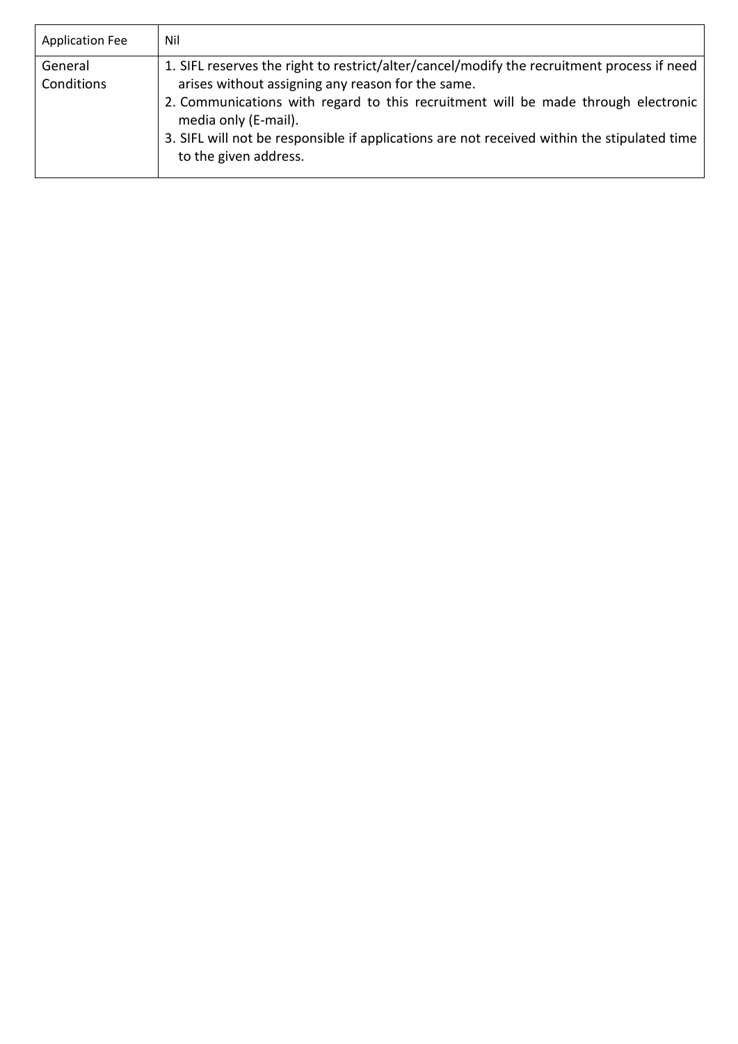| | |
|---|---|
| Application Fee | Nil |
| General Conditions | 1. SIFL reserves the right to restrict/alter/cancel/modify the recruitment process if need arises without assigning any reason for the same.<br>2. Communications with regard to this recruitment will be made through electronic media only (E-mail).<br>3. SIFL will not be responsible if applications are not received within the stipulated time to the given address. |